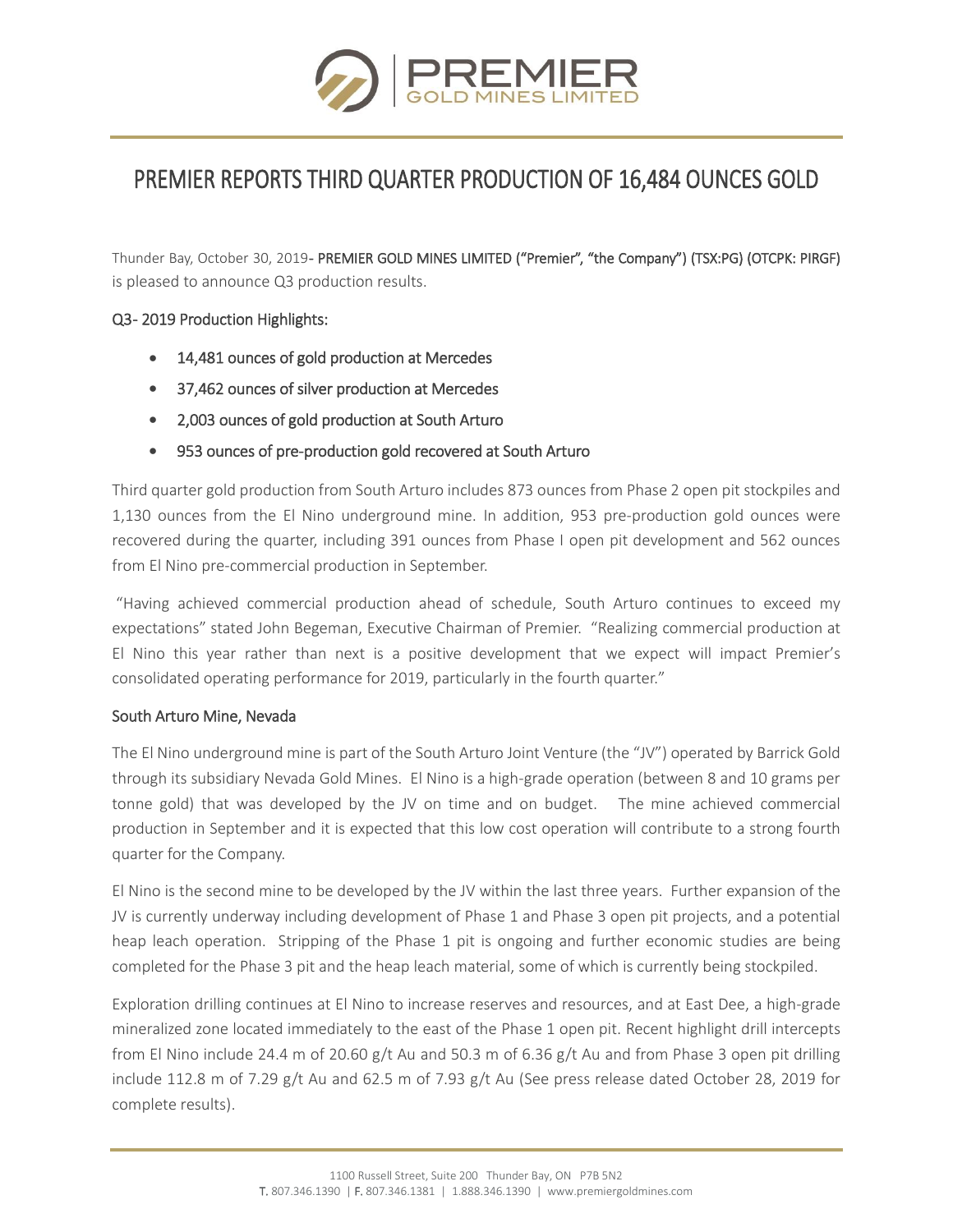# PREMIER REPORTS THIRD QUARTER PRODUCTION OF 16,484 OUNCES GOLD

Thunder Bay, October 30, 2019- **PREMIER GOLD MINES LIMITED ("Premier", "the Company") (TSX:PG) (OTCPK: PIRGF)** is pleased to announce Q3 production results.

## Q3- 2019 Production Highlights:

- 14,481 ounces of gold production at Mercedes
- 37,462 ounces of silver production at Mercedes
- 2,003 ounces of gold production at South Arturo
- 953 ounces of pre-production gold recovered at South Arturo

Third quarter gold production from South Arturo includes 873 ounces from Phase 2 open pit stockpiles and 1,130 ounces from the El Nino underground mine. In addition, 953 pre-production gold ounces were recovered during the quarter, including 391 ounces from Phase I open pit development and 562 ounces from El Nino pre-commercial production in September.

"Having achieved commercial production ahead of schedule, South Arturo continues to exceed my expectations" stated John Begeman, Executive Chairman of Premier. "Realizing commercial production at El Nino this year rather than next is a positive development that we expect will impact Premier's consolidated operating performance for 2019, particularly in the fourth quarter."

## South Arturo Mine, Nevada

The El Nino underground mine is part of the South Arturo Joint Venture (the "JV") operated by Barrick Gold through its subsidiary Nevada Gold Mines. El Nino is a high-grade operation (between 8 and 10 grams per tonne gold) that was developed by the JV on time and on budget. The mine achieved commercial production in September and it is expected that this low cost operation will contribute to a strong fourth quarter for the Company.

El Nino is the second mine to be developed by the JV within the last three years. Further expansion of the JV is currently underway including development of Phase 1 and Phase 3 open pit projects, and a potential heap leach operation. Stripping of the Phase 1 pit is ongoing and further economic studies are being completed for the Phase 3 pit and the heap leach material, some of which is currently being stockpiled.

Exploration drilling continues at El Nino to increase reserves and resources, and at East Dee, a high-grade mineralized zone located immediately to the east of the Phase 1 open pit. Recent highlight drill intercepts from El Nino include 24.4 m of 20.60 g/t Au and 50.3 m of 6.36 g/t Au and from Phase 3 open pit drilling include 112.8 m of 7.29 g/t Au and 62.5 m of 7.93 g/t Au (See press release dated October 28, 2019 for complete results).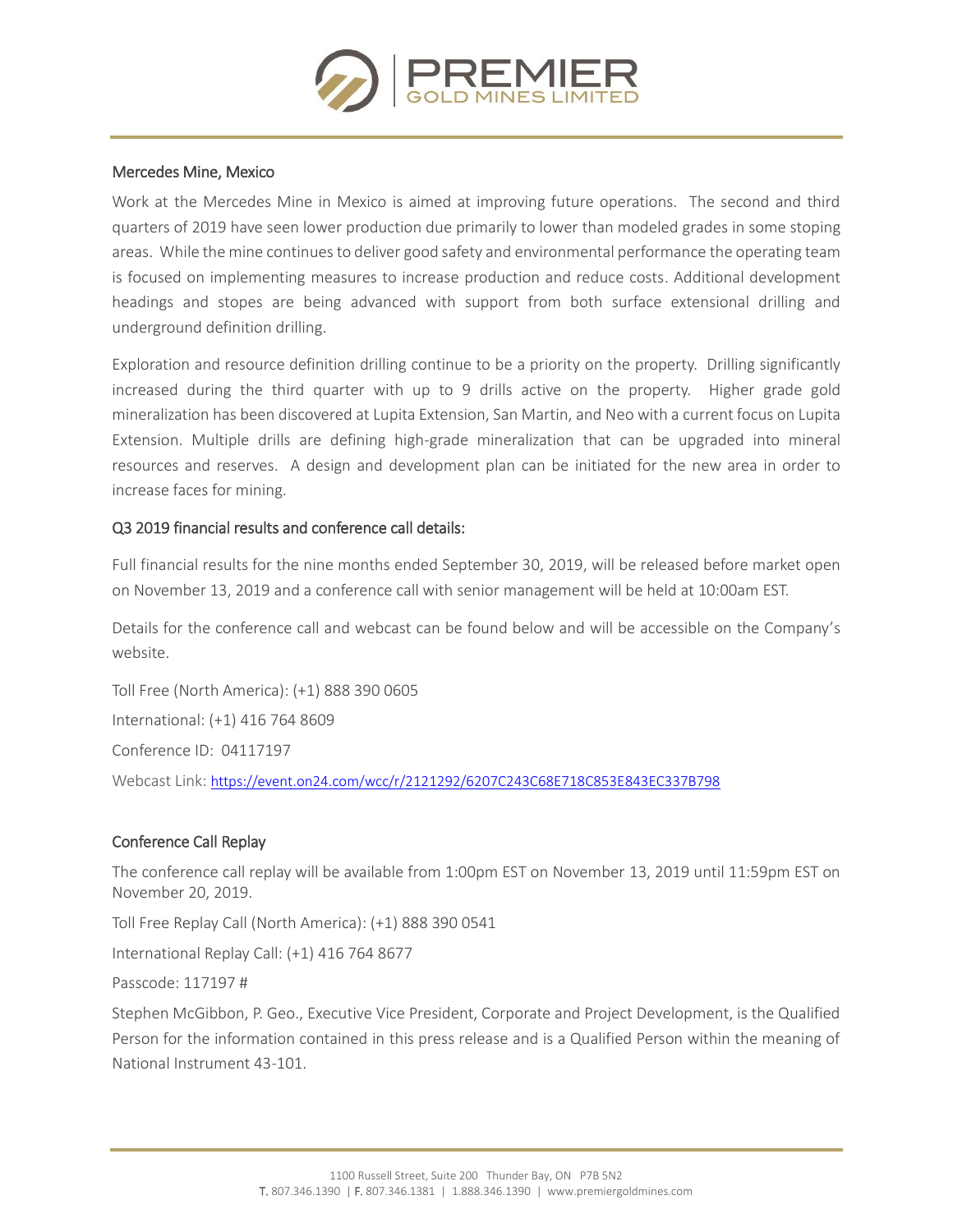## Mercedes Mine, Mexico

Work at the Mercedes Mine in Mexico is aimed at improving future operations. The second and third quarters of 2019 have seen lower production due primarily to lower than modeled grades in some stoping areas. While the mine continues to deliver good safety and environmental performance the operating team is focused on implementing measures to increase production and reduce costs. Additional development headings and stopes are being advanced with support from both surface extensional drilling and underground definition drilling.

Exploration and resource definition drilling continue to be a priority on the property. Drilling significantly increased during the third quarter with up to 9 drills active on the property. Higher grade gold mineralization has been discovered at Lupita Extension, San Martin, and Neo with a current focus on Lupita Extension. Multiple drills are defining high-grade mineralization that can be upgraded into mineral resources and reserves. A design and development plan can be initiated for the new area in order to increase faces for mining.

## Q3 2019 financial results and conference call details:

Full financial results for the nine months ended September 30, 2019, will be released before market open on November 13, 2019 and a conference call with senior management will be held at 10:00am EST.

Details for the conference call and webcast can be found below and will be accessible on the Company's website.

Toll Free (North America): (+1) 888 390 0605

International: (+1) 416 764 8609

Conference ID: 04117197

Webcast Link: https://event.on24.com/wcc/r/2121292/6207C243C68E718C853E843EC337B798

## Conference Call Replay

The conference call replay will be available from 1:00pm EST on November 13, 2019 until 11:59pm EST on November 20, 2019.

Toll Free Replay Call (North America): (+1) 888 390 0541

International Replay Call: (+1) 416 764 8677

Passcode: 117197 #

Stephen McGibbon, P. Geo., Executive Vice President, Corporate and Project Development, is the Qualified Person for the information contained in this press release and is a Qualified Person within the meaning of National Instrument 43-101.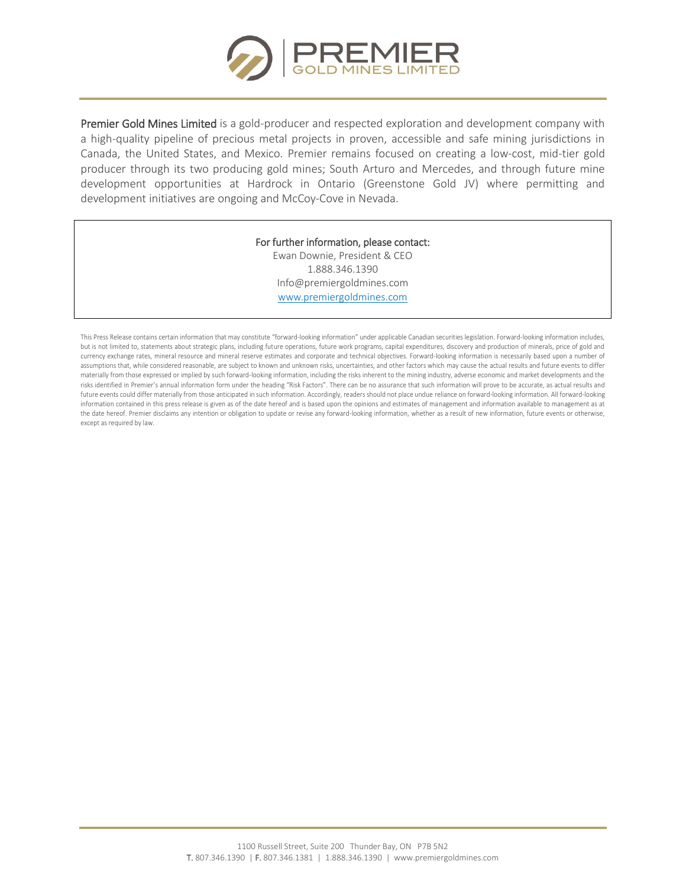**Premier Gold Mines Limited** is a gold-producer and respected exploration and development company with a high-quality pipeline of precious metal projects in proven, accessible and safe mining jurisdictions in Canada, the United States, and Mexico. Premier remains focused on creating a low-cost, mid-tier gold producer through its two producing gold mines; South Arturo and Mercedes, and through future mine development opportunities at Hardrock in Ontario (Greenstone Gold JV) where permitting and development initiatives are ongoing and McCoy-Cove in Nevada.

For further information, please contact:
Ewan Downie, President & CEO
1.888.346.1390
Info@premiergoldmines.com
www.premiergoldmines.com

This Press Release contains certain information that may constitute "forward-looking information" under applicable Canadian securities legislation. Forward-looking information includes, but is not limited to, statements about strategic plans, including future operations, future work programs, capital expenditures, discovery and production of minerals, price of gold and currency exchange rates, mineral resource and mineral reserve estimates and corporate and technical objectives. Forward-looking information is necessarily based upon a number of assumptions that, while considered reasonable, are subject to known and unknown risks, uncertainties, and other factors which may cause the actual results and future events to differ materially from those expressed or implied by such forward-looking information, including the risks inherent to the mining industry, adverse economic and market developments and the risks identified in Premier's annual information form under the heading "Risk Factors". There can be no assurance that such information will prove to be accurate, as actual results and future events could differ materially from those anticipated in such information. Accordingly, readers should not place undue reliance on forward-looking information. All forward-looking information contained in this press release is given as of the date hereof and is based upon the opinions and estimates of management and information available to management as at the date hereof. Premier disclaims any intention or obligation to update or revise any forward-looking information, whether as a result of new information, future events or otherwise, except as required by law.